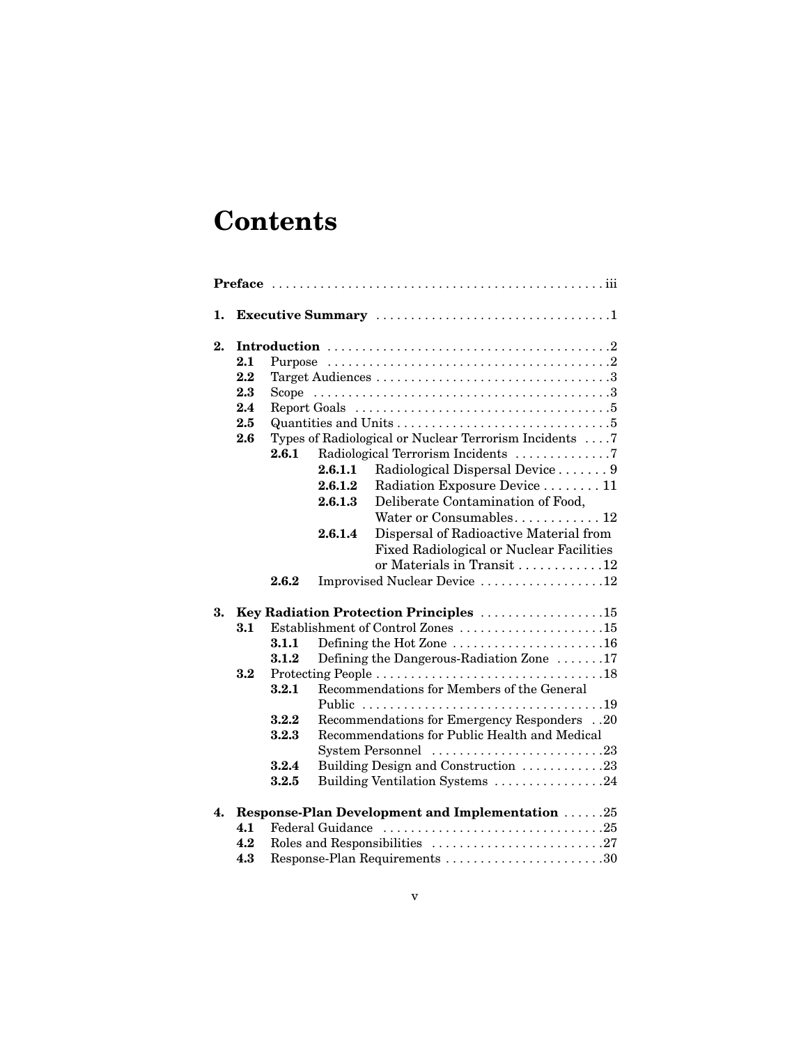# Contents

**Preface** . . . . . . . . . . . . . . . . . . . . . . . . . . . . . . . . . . . . . . . . . . . . . . . iii

**1. Executive Summary** . . . . . . . . . . . . . . . . . . . . . . . . . . . . . . . . . 1

**2. Introduction** . . . . . . . . . . . . . . . . . . . . . . . . . . . . . . . . . . . . . . . . 2

- **2.1** Purpose . . . . . . . . . . . . . . . . . . . . . . . . . . . . . . . . . . . . . . . . 2
- **2.2** Target Audiences . . . . . . . . . . . . . . . . . . . . . . . . . . . . . . . . . 3
- **2.3** Scope . . . . . . . . . . . . . . . . . . . . . . . . . . . . . . . . . . . . . . . . . . 3
- **2.4** Report Goals . . . . . . . . . . . . . . . . . . . . . . . . . . . . . . . . . . . . 5
- **2.5** Quantities and Units . . . . . . . . . . . . . . . . . . . . . . . . . . . . . . 5
- **2.6** Types of Radiological or Nuclear Terrorism Incidents . . . . 7
  - **2.6.1** Radiological Terrorism Incidents . . . . . . . . . . . . . 7
    - **2.6.1.1** Radiological Dispersal Device . . . . . . . 9
    - **2.6.1.2** Radiation Exposure Device . . . . . . . . 11
    - **2.6.1.3** Deliberate Contamination of Food, Water or Consumables . . . . . . . . . . . . 12
    - **2.6.1.4** Dispersal of Radioactive Material from Fixed Radiological or Nuclear Facilities or Materials in Transit . . . . . . . . . . . . 12
  - **2.6.2** Improvised Nuclear Device . . . . . . . . . . . . . . . . . . 12

**3. Key Radiation Protection Principles** . . . . . . . . . . . . . . . . . . 15

- **3.1** Establishment of Control Zones . . . . . . . . . . . . . . . . . . . . . 15
  - **3.1.1** Defining the Hot Zone . . . . . . . . . . . . . . . . . . . . . . 16
  - **3.1.2** Defining the Dangerous-Radiation Zone . . . . . . . 17
- **3.2** Protecting People . . . . . . . . . . . . . . . . . . . . . . . . . . . . . . . . . 18
  - **3.2.1** Recommendations for Members of the General Public . . . . . . . . . . . . . . . . . . . . . . . . . . . . . . . . . . . 19
  - **3.2.2** Recommendations for Emergency Responders . . 20
  - **3.2.3** Recommendations for Public Health and Medical System Personnel . . . . . . . . . . . . . . . . . . . . . . . . . 23
  - **3.2.4** Building Design and Construction . . . . . . . . . . . . 23
  - **3.2.5** Building Ventilation Systems . . . . . . . . . . . . . . . . 24

**4. Response-Plan Development and Implementation** . . . . . . 25

- **4.1** Federal Guidance . . . . . . . . . . . . . . . . . . . . . . . . . . . . . . . . 25
- **4.2** Roles and Responsibilities . . . . . . . . . . . . . . . . . . . . . . . . . 27
- **4.3** Response-Plan Requirements . . . . . . . . . . . . . . . . . . . . . . . 30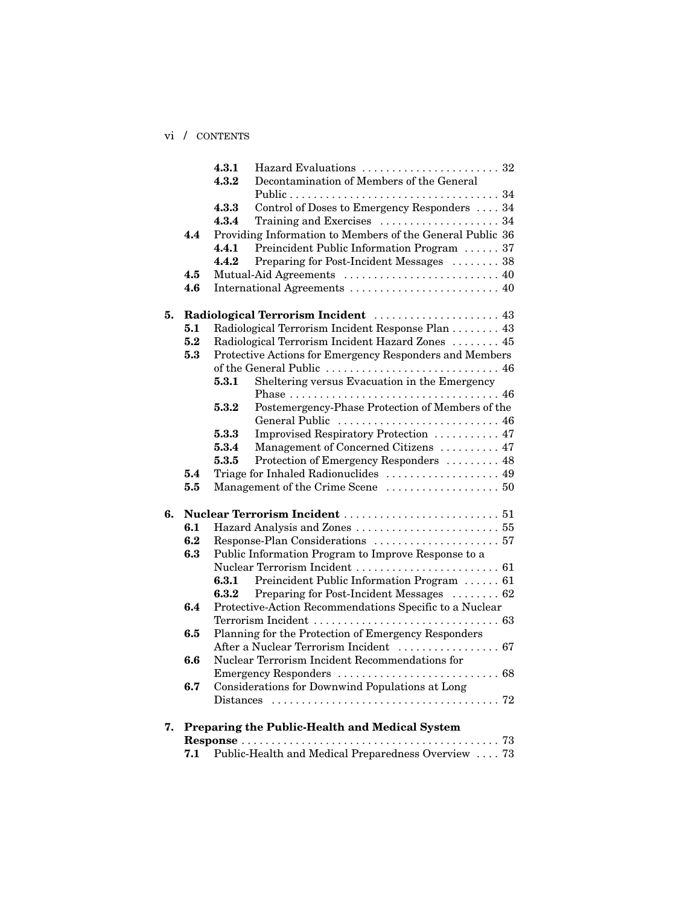- **4.3.1** Hazard Evaluations . . . . . . . . . . . . . . . . . . . . . . . 32
- **4.3.2** Decontamination of Members of the General Public . . . . . . . . . . . . . . . . . . . . . . . . . . . . . . . . . . . 34
- **4.3.3** Control of Doses to Emergency Responders . . . . 34
- **4.3.4** Training and Exercises . . . . . . . . . . . . . . . . . . . . 34

**4.4** Providing Information to Members of the General Public 36

- **4.4.1** Preincident Public Information Program . . . . . . 37
- **4.4.2** Preparing for Post-Incident Messages . . . . . . . . 38

**4.5** Mutual-Aid Agreements . . . . . . . . . . . . . . . . . . . . . . . . . . 40

**4.6** International Agreements . . . . . . . . . . . . . . . . . . . . . . . . . 40

**5. Radiological Terrorism Incident** . . . . . . . . . . . . . . . . . . . . . 43

**5.1** Radiological Terrorism Incident Response Plan . . . . . . . . 43

**5.2** Radiological Terrorism Incident Hazard Zones . . . . . . . . 45

**5.3** Protective Actions for Emergency Responders and Members of the General Public . . . . . . . . . . . . . . . . . . . . . . . . . . . . . 46

- **5.3.1** Sheltering versus Evacuation in the Emergency Phase . . . . . . . . . . . . . . . . . . . . . . . . . . . . . . . . . . . 46
- **5.3.2** Postemergency-Phase Protection of Members of the General Public . . . . . . . . . . . . . . . . . . . . . . . . . . 46
- **5.3.3** Improvised Respiratory Protection . . . . . . . . . . . 47
- **5.3.4** Management of Concerned Citizens . . . . . . . . . . 47
- **5.3.5** Protection of Emergency Responders . . . . . . . . . 48

**5.4** Triage for Inhaled Radionuclides . . . . . . . . . . . . . . . . . . . 49

**5.5** Management of the Crime Scene . . . . . . . . . . . . . . . . . . . 50

**6. Nuclear Terrorism Incident** . . . . . . . . . . . . . . . . . . . . . . . . . . 51

**6.1** Hazard Analysis and Zones . . . . . . . . . . . . . . . . . . . . . . . . 55

**6.2** Response-Plan Considerations . . . . . . . . . . . . . . . . . . . . . 57

**6.3** Public Information Program to Improve Response to a Nuclear Terrorism Incident . . . . . . . . . . . . . . . . . . . . . . . . 61

- **6.3.1** Preincident Public Information Program . . . . . . 61
- **6.3.2** Preparing for Post-Incident Messages . . . . . . . . 62

**6.4** Protective-Action Recommendations Specific to a Nuclear Terrorism Incident . . . . . . . . . . . . . . . . . . . . . . . . . . . . . . . 63

**6.5** Planning for the Protection of Emergency Responders After a Nuclear Terrorism Incident . . . . . . . . . . . . . . . . . 67

**6.6** Nuclear Terrorism Incident Recommendations for Emergency Responders . . . . . . . . . . . . . . . . . . . . . . . . . . . 68

**6.7** Considerations for Downwind Populations at Long Distances . . . . . . . . . . . . . . . . . . . . . . . . . . . . . . . . . . . . . . 72

**7. Preparing the Public-Health and Medical System Response** . . . . . . . . . . . . . . . . . . . . . . . . . . . . . . . . . . . . . . . . . . . 73

**7.1** Public-Health and Medical Preparedness Overview . . . . 73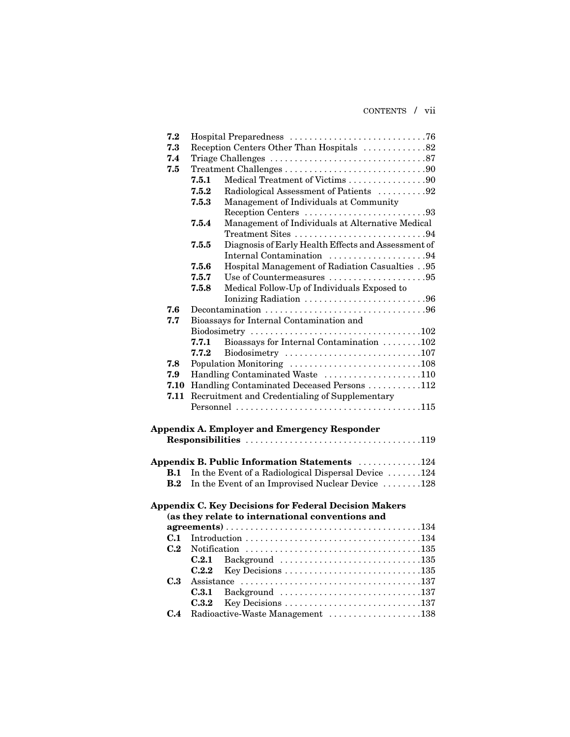- **7.2** Hospital Preparedness ....76
- **7.3** Reception Centers Other Than Hospitals ....82
- **7.4** Triage Challenges ....87
- **7.5** Treatment Challenges ....90
  - **7.5.1** Medical Treatment of Victims ....90
  - **7.5.2** Radiological Assessment of Patients ....92
  - **7.5.3** Management of Individuals at Community Reception Centers ....93
  - **7.5.4** Management of Individuals at Alternative Medical Treatment Sites ....94
  - **7.5.5** Diagnosis of Early Health Effects and Assessment of Internal Contamination ....94
  - **7.5.6** Hospital Management of Radiation Casualties ....95
  - **7.5.7** Use of Countermeasures ....95
  - **7.5.8** Medical Follow-Up of Individuals Exposed to Ionizing Radiation ....96
- **7.6** Decontamination ....96
- **7.7** Bioassays for Internal Contamination and Biodosimetry ....102
  - **7.7.1** Bioassays for Internal Contamination ....102
  - **7.7.2** Biodosimetry ....107
- **7.8** Population Monitoring ....108
- **7.9** Handling Contaminated Waste ....110
- **7.10** Handling Contaminated Deceased Persons ....112
- **7.11** Recruitment and Credentialing of Supplementary Personnel ....115

**Appendix A. Employer and Emergency Responder Responsibilities** ....119

**Appendix B. Public Information Statements** ....124

- **B.1** In the Event of a Radiological Dispersal Device ....124
- **B.2** In the Event of an Improvised Nuclear Device ....128

**Appendix C. Key Decisions for Federal Decision Makers (as they relate to international conventions and agreements)** ....134

- **C.1** Introduction ....134
- **C.2** Notification ....135
  - **C.2.1** Background ....135
  - **C.2.2** Key Decisions ....135
- **C.3** Assistance ....137
  - **C.3.1** Background ....137
  - **C.3.2** Key Decisions ....137
- **C.4** Radioactive-Waste Management ....138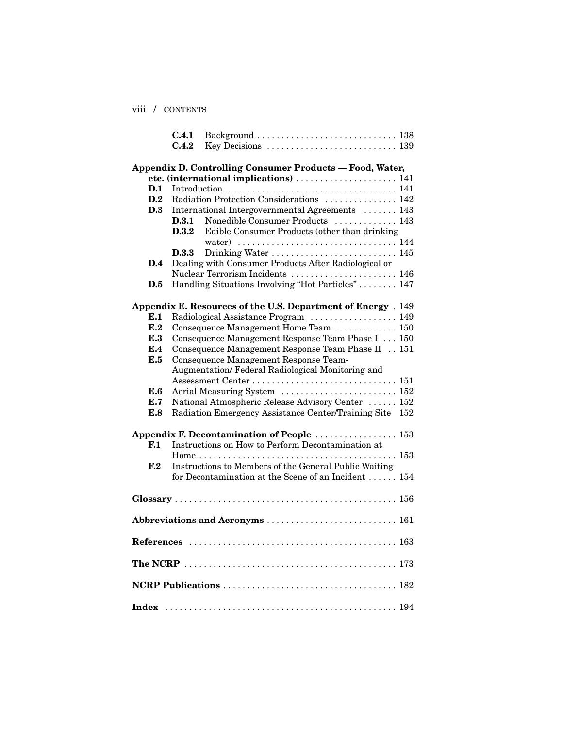**C.4.1** Background . . . . . . . . . . . . . . . . . . . . . . . . . . . . . 138
**C.4.2** Key Decisions . . . . . . . . . . . . . . . . . . . . . . . . . . . 139

**Appendix D. Controlling Consumer Products — Food, Water, etc. (international implications)** . . . . . . . . . . . . . . . . . . . . . 141

**D.1** Introduction . . . . . . . . . . . . . . . . . . . . . . . . . . . . . . . . . . . 141
**D.2** Radiation Protection Considerations . . . . . . . . . . . . . . . 142
**D.3** International Intergovernmental Agreements . . . . . . . 143
**D.3.1** Nonedible Consumer Products . . . . . . . . . . . . . 143
**D.3.2** Edible Consumer Products (other than drinking water) . . . . . . . . . . . . . . . . . . . . . . . . . . . . . . . . . 144
**D.3.3** Drinking Water . . . . . . . . . . . . . . . . . . . . . . . . . . 145
**D.4** Dealing with Consumer Products After Radiological or Nuclear Terrorism Incidents . . . . . . . . . . . . . . . . . . . . . . 146
**D.5** Handling Situations Involving "Hot Particles" . . . . . . . . 147

**Appendix E. Resources of the U.S. Department of Energy** . 149

**E.1** Radiological Assistance Program . . . . . . . . . . . . . . . . . . 149
**E.2** Consequence Management Home Team . . . . . . . . . . . . . 150
**E.3** Consequence Management Response Team Phase I . . . 150
**E.4** Consequence Management Response Team Phase II . . 151
**E.5** Consequence Management Response Team-Augmentation/ Federal Radiological Monitoring and Assessment Center . . . . . . . . . . . . . . . . . . . . . . . . . . . . . . 151
**E.6** Aerial Measuring System . . . . . . . . . . . . . . . . . . . . . . . . 152
**E.7** National Atmospheric Release Advisory Center . . . . . . 152
**E.8** Radiation Emergency Assistance Center/Training Site 152

**Appendix F. Decontamination of People** . . . . . . . . . . . . . . . . . 153

**F.1** Instructions on How to Perform Decontamination at Home . . . . . . . . . . . . . . . . . . . . . . . . . . . . . . . . . . . . . . . . . 153
**F.2** Instructions to Members of the General Public Waiting for Decontamination at the Scene of an Incident . . . . . . 154

**Glossary** . . . . . . . . . . . . . . . . . . . . . . . . . . . . . . . . . . . . . . . . . . . . . . 156

**Abbreviations and Acronyms** . . . . . . . . . . . . . . . . . . . . . . . . . . . 161

**References** . . . . . . . . . . . . . . . . . . . . . . . . . . . . . . . . . . . . . . . . . . . 163

**The NCRP** . . . . . . . . . . . . . . . . . . . . . . . . . . . . . . . . . . . . . . . . . . . . 173

**NCRP Publications** . . . . . . . . . . . . . . . . . . . . . . . . . . . . . . . . . . . . 182

**Index** . . . . . . . . . . . . . . . . . . . . . . . . . . . . . . . . . . . . . . . . . . . . . . . . 194